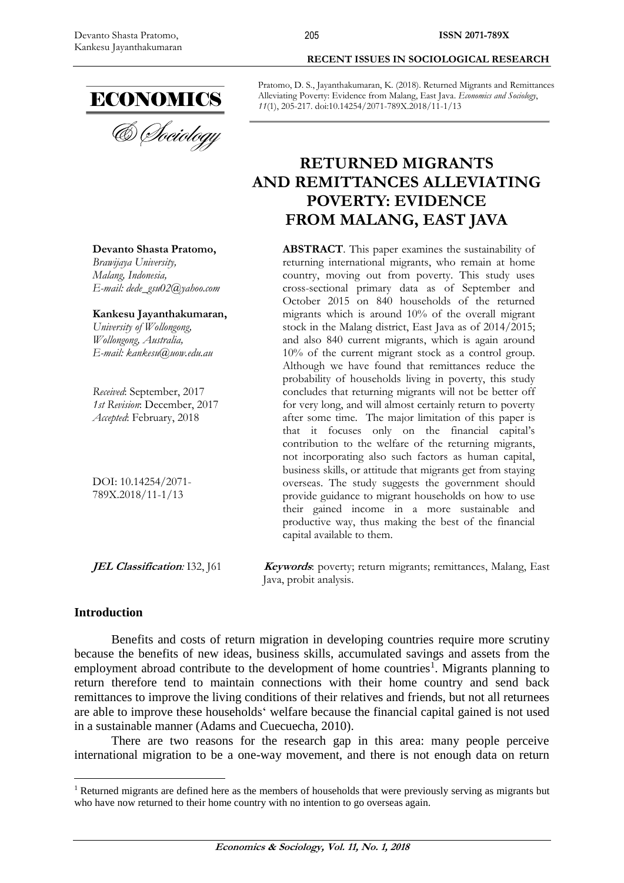Pratomo, D. S., Jayanthakumaran, K. (2018). Returned Migrants and Remittances Alleviating Poverty: Evidence from Malang, East Java. *Economics and Sociology*, *11*(1), 205-217. doi:10.14254/2071-789X.2018/11-1/13

# RETURNED MIGRANTS AND REMITTANCES ALLEVIATING POVERTY: EVIDENCE FROM MALANG, EAST JAVA

**Devanto Shasta Pratomo,**
*Brawijaya University,*
*Malang, Indonesia,*
*E-mail: dede_gsu02@yahoo.com*

**Kankesu Jayanthakumaran,**
*University of Wollongong,*
*Wollongong, Australia,*
*E-mail: kankesu@uow.edu.au*

*Received*: September, 2017
*1st Revision*: December, 2017
*Accepted*: February, 2018

DOI: 10.14254/2071-789X.2018/11-1/13

**ABSTRACT**. This paper examines the sustainability of returning international migrants, who remain at home country, moving out from poverty. This study uses cross-sectional primary data as of September and October 2015 on 840 households of the returned migrants which is around 10% of the overall migrant stock in the Malang district, East Java as of 2014/2015; and also 840 current migrants, which is again around 10% of the current migrant stock as a control group. Although we have found that remittances reduce the probability of households living in poverty, this study concludes that returning migrants will not be better off for very long, and will almost certainly return to poverty after some time. The major limitation of this paper is that it focuses only on the financial capital's contribution to the welfare of the returning migrants, not incorporating also such factors as human capital, business skills, or attitude that migrants get from staying overseas. The study suggests the government should provide guidance to migrant households on how to use their gained income in a more sustainable and productive way, thus making the best of the financial capital available to them.

***JEL Classification*:** I32, J61

***Keywords***: poverty; return migrants; remittances, Malang, East Java, probit analysis.

## Introduction

Benefits and costs of return migration in developing countries require more scrutiny because the benefits of new ideas, business skills, accumulated savings and assets from the employment abroad contribute to the development of home countries[1]. Migrants planning to return therefore tend to maintain connections with their home country and send back remittances to improve the living conditions of their relatives and friends, but not all returnees are able to improve these households' welfare because the financial capital gained is not used in a sustainable manner (Adams and Cuecuecha, 2010).

There are two reasons for the research gap in this area: many people perceive international migration to be a one-way movement, and there is not enough data on return

[1] Returned migrants are defined here as the members of households that were previously serving as migrants but who have now returned to their home country with no intention to go overseas again.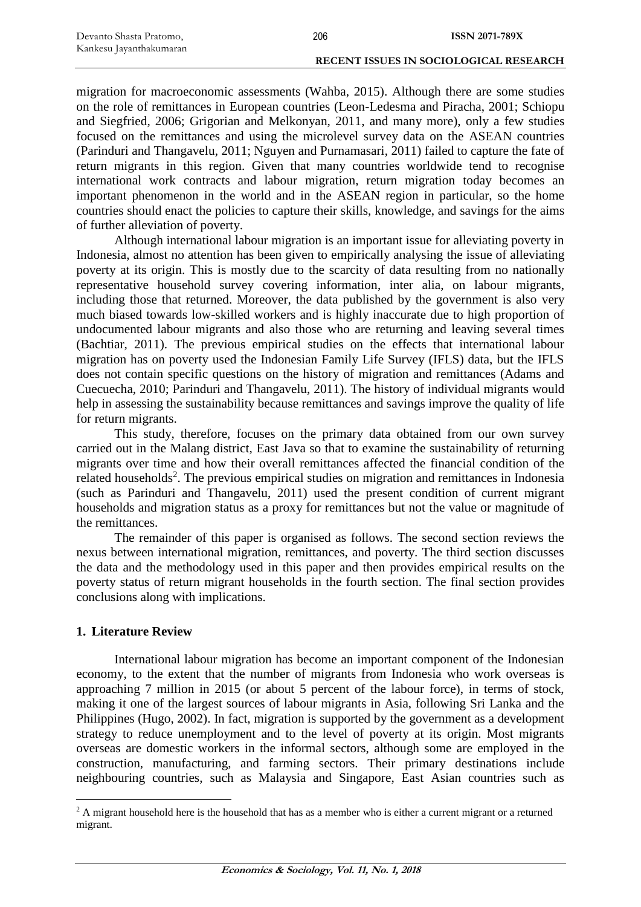migration for macroeconomic assessments (Wahba, 2015). Although there are some studies on the role of remittances in European countries (Leon-Ledesma and Piracha, 2001; Schiopu and Siegfried, 2006; Grigorian and Melkonyan, 2011, and many more), only a few studies focused on the remittances and using the microlevel survey data on the ASEAN countries (Parinduri and Thangavelu, 2011; Nguyen and Purnamasari, 2011) failed to capture the fate of return migrants in this region. Given that many countries worldwide tend to recognise international work contracts and labour migration, return migration today becomes an important phenomenon in the world and in the ASEAN region in particular, so the home countries should enact the policies to capture their skills, knowledge, and savings for the aims of further alleviation of poverty.

Although international labour migration is an important issue for alleviating poverty in Indonesia, almost no attention has been given to empirically analysing the issue of alleviating poverty at its origin. This is mostly due to the scarcity of data resulting from no nationally representative household survey covering information, inter alia, on labour migrants, including those that returned. Moreover, the data published by the government is also very much biased towards low-skilled workers and is highly inaccurate due to high proportion of undocumented labour migrants and also those who are returning and leaving several times (Bachtiar, 2011). The previous empirical studies on the effects that international labour migration has on poverty used the Indonesian Family Life Survey (IFLS) data, but the IFLS does not contain specific questions on the history of migration and remittances (Adams and Cuecuecha, 2010; Parinduri and Thangavelu, 2011). The history of individual migrants would help in assessing the sustainability because remittances and savings improve the quality of life for return migrants.

This study, therefore, focuses on the primary data obtained from our own survey carried out in the Malang district, East Java so that to examine the sustainability of returning migrants over time and how their overall remittances affected the financial condition of the related households[2]. The previous empirical studies on migration and remittances in Indonesia (such as Parinduri and Thangavelu, 2011) used the present condition of current migrant households and migration status as a proxy for remittances but not the value or magnitude of the remittances.

The remainder of this paper is organised as follows. The second section reviews the nexus between international migration, remittances, and poverty. The third section discusses the data and the methodology used in this paper and then provides empirical results on the poverty status of return migrant households in the fourth section. The final section provides conclusions along with implications.

## 1. Literature Review

International labour migration has become an important component of the Indonesian economy, to the extent that the number of migrants from Indonesia who work overseas is approaching 7 million in 2015 (or about 5 percent of the labour force), in terms of stock, making it one of the largest sources of labour migrants in Asia, following Sri Lanka and the Philippines (Hugo, 2002). In fact, migration is supported by the government as a development strategy to reduce unemployment and to the level of poverty at its origin. Most migrants overseas are domestic workers in the informal sectors, although some are employed in the construction, manufacturing, and farming sectors. Their primary destinations include neighbouring countries, such as Malaysia and Singapore, East Asian countries such as

[2] A migrant household here is the household that has as a member who is either a current migrant or a returned migrant.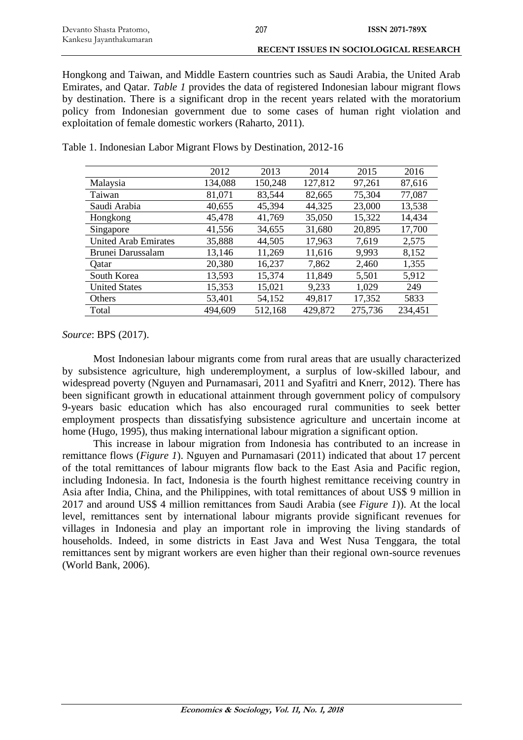Hongkong and Taiwan, and Middle Eastern countries such as Saudi Arabia, the United Arab Emirates, and Qatar. *Table 1* provides the data of registered Indonesian labour migrant flows by destination. There is a significant drop in the recent years related with the moratorium policy from Indonesian government due to some cases of human right violation and exploitation of female domestic workers (Raharto, 2011).

Table 1. Indonesian Labor Migrant Flows by Destination, 2012-16

| | 2012 | 2013 | 2014 | 2015 | 2016 |
|---|---|---|---|---|---|
| Malaysia | 134,088 | 150,248 | 127,812 | 97,261 | 87,616 |
| Taiwan | 81,071 | 83,544 | 82,665 | 75,304 | 77,087 |
| Saudi Arabia | 40,655 | 45,394 | 44,325 | 23,000 | 13,538 |
| Hongkong | 45,478 | 41,769 | 35,050 | 15,322 | 14,434 |
| Singapore | 41,556 | 34,655 | 31,680 | 20,895 | 17,700 |
| United Arab Emirates | 35,888 | 44,505 | 17,963 | 7,619 | 2,575 |
| Brunei Darussalam | 13,146 | 11,269 | 11,616 | 9,993 | 8,152 |
| Qatar | 20,380 | 16,237 | 7,862 | 2,460 | 1,355 |
| South Korea | 13,593 | 15,374 | 11,849 | 5,501 | 5,912 |
| United States | 15,353 | 15,021 | 9,233 | 1,029 | 249 |
| Others | 53,401 | 54,152 | 49,817 | 17,352 | 5833 |
| Total | 494,609 | 512,168 | 429,872 | 275,736 | 234,451 |

*Source*: BPS (2017).

Most Indonesian labour migrants come from rural areas that are usually characterized by subsistence agriculture, high underemployment, a surplus of low-skilled labour, and widespread poverty (Nguyen and Purnamasari, 2011 and Syafitri and Knerr, 2012). There has been significant growth in educational attainment through government policy of compulsory 9-years basic education which has also encouraged rural communities to seek better employment prospects than dissatisfying subsistence agriculture and uncertain income at home (Hugo, 1995), thus making international labour migration a significant option.

This increase in labour migration from Indonesia has contributed to an increase in remittance flows (*Figure 1*). Nguyen and Purnamasari (2011) indicated that about 17 percent of the total remittances of labour migrants flow back to the East Asia and Pacific region, including Indonesia. In fact, Indonesia is the fourth highest remittance receiving country in Asia after India, China, and the Philippines, with total remittances of about US$ 9 million in 2017 and around US$ 4 million remittances from Saudi Arabia (see *Figure 1*)). At the local level, remittances sent by international labour migrants provide significant revenues for villages in Indonesia and play an important role in improving the living standards of households. Indeed, in some districts in East Java and West Nusa Tenggara, the total remittances sent by migrant workers are even higher than their regional own-source revenues (World Bank, 2006).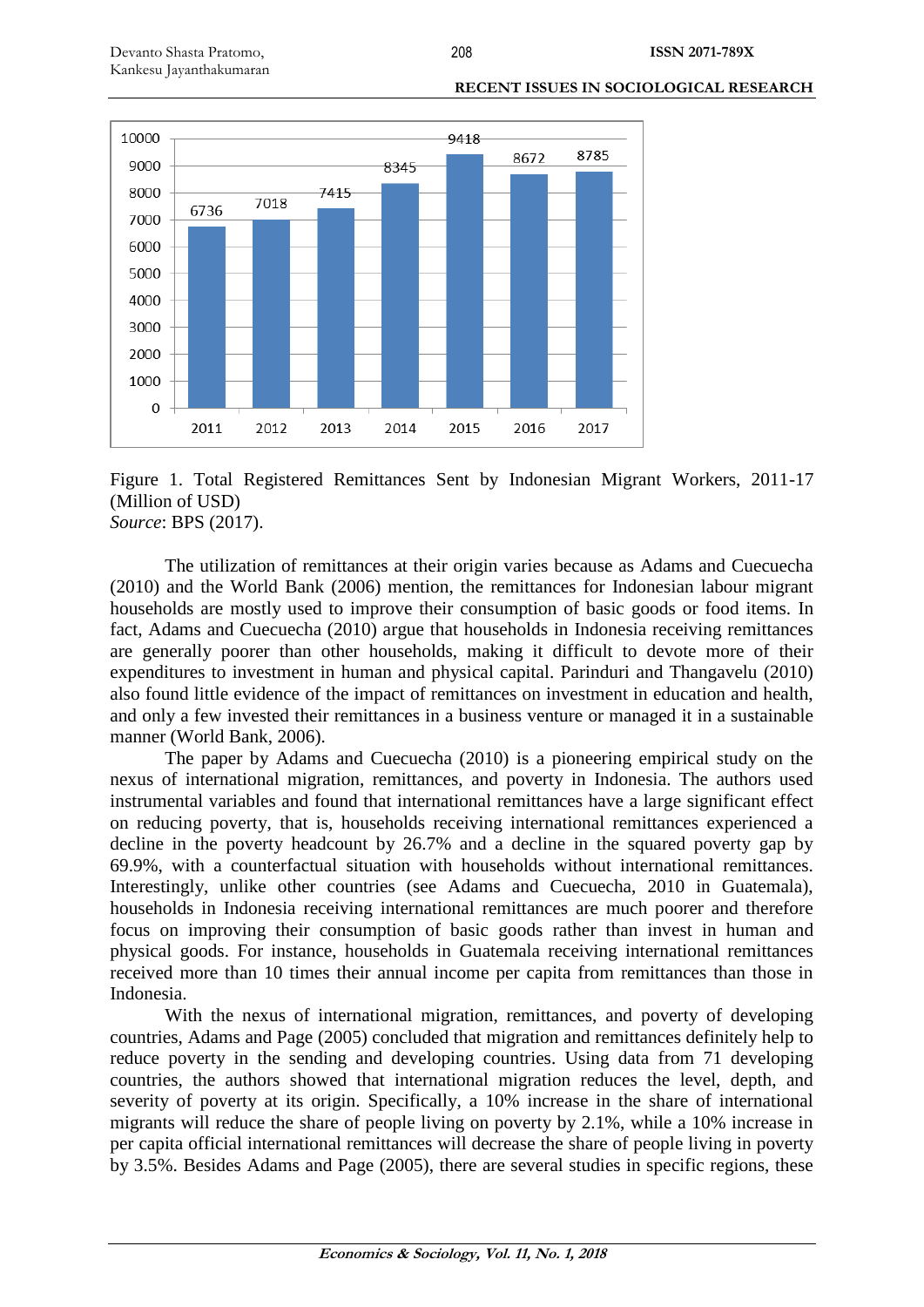| Year | Million of USD |
|---|---|
| 2011 | 6736 |
| 2012 | 7018 |
| 2013 | 7415 |
| 2014 | 8345 |
| 2015 | 9418 |
| 2016 | 8672 |
| 2017 | 8785 |

Figure 1. Total Registered Remittances Sent by Indonesian Migrant Workers, 2011-17 (Million of USD)
*Source*: BPS (2017).

The utilization of remittances at their origin varies because as Adams and Cuecuecha (2010) and the World Bank (2006) mention, the remittances for Indonesian labour migrant households are mostly used to improve their consumption of basic goods or food items. In fact, Adams and Cuecuecha (2010) argue that households in Indonesia receiving remittances are generally poorer than other households, making it difficult to devote more of their expenditures to investment in human and physical capital. Parinduri and Thangavelu (2010) also found little evidence of the impact of remittances on investment in education and health, and only a few invested their remittances in a business venture or managed it in a sustainable manner (World Bank, 2006).

The paper by Adams and Cuecuecha (2010) is a pioneering empirical study on the nexus of international migration, remittances, and poverty in Indonesia. The authors used instrumental variables and found that international remittances have a large significant effect on reducing poverty, that is, households receiving international remittances experienced a decline in the poverty headcount by 26.7% and a decline in the squared poverty gap by 69.9%, with a counterfactual situation with households without international remittances. Interestingly, unlike other countries (see Adams and Cuecuecha, 2010 in Guatemala), households in Indonesia receiving international remittances are much poorer and therefore focus on improving their consumption of basic goods rather than invest in human and physical goods. For instance, households in Guatemala receiving international remittances received more than 10 times their annual income per capita from remittances than those in Indonesia.

With the nexus of international migration, remittances, and poverty of developing countries, Adams and Page (2005) concluded that migration and remittances definitely help to reduce poverty in the sending and developing countries. Using data from 71 developing countries, the authors showed that international migration reduces the level, depth, and severity of poverty at its origin. Specifically, a 10% increase in the share of international migrants will reduce the share of people living on poverty by 2.1%, while a 10% increase in per capita official international remittances will decrease the share of people living in poverty by 3.5%. Besides Adams and Page (2005), there are several studies in specific regions, these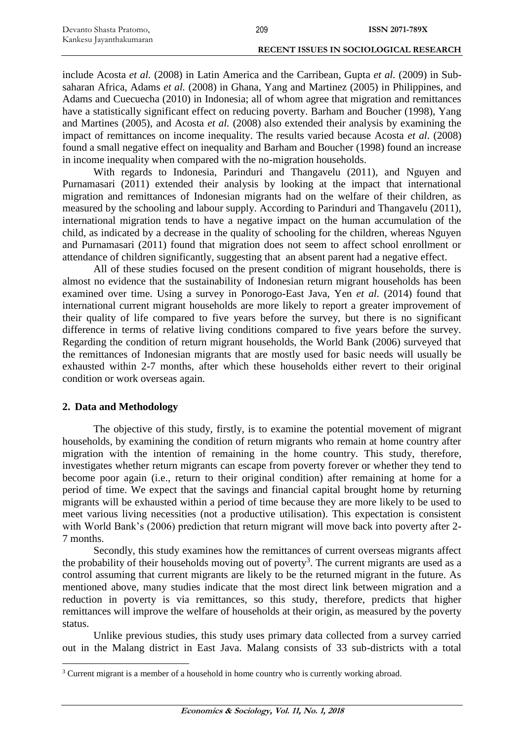include Acosta *et al.* (2008) in Latin America and the Carribean, Gupta *et al.* (2009) in Sub-saharan Africa, Adams *et al.* (2008) in Ghana, Yang and Martinez (2005) in Philippines, and Adams and Cuecuecha (2010) in Indonesia; all of whom agree that migration and remittances have a statistically significant effect on reducing poverty. Barham and Boucher (1998), Yang and Martines (2005), and Acosta *et al.* (2008) also extended their analysis by examining the impact of remittances on income inequality. The results varied because Acosta *et al.* (2008) found a small negative effect on inequality and Barham and Boucher (1998) found an increase in income inequality when compared with the no-migration households.

With regards to Indonesia, Parinduri and Thangavelu (2011), and Nguyen and Purnamasari (2011) extended their analysis by looking at the impact that international migration and remittances of Indonesian migrants had on the welfare of their children, as measured by the schooling and labour supply. According to Parinduri and Thangavelu (2011), international migration tends to have a negative impact on the human accumulation of the child, as indicated by a decrease in the quality of schooling for the children, whereas Nguyen and Purnamasari (2011) found that migration does not seem to affect school enrollment or attendance of children significantly, suggesting that an absent parent had a negative effect.

All of these studies focused on the present condition of migrant households, there is almost no evidence that the sustainability of Indonesian return migrant households has been examined over time. Using a survey in Ponorogo-East Java, Yen *et al.* (2014) found that international current migrant households are more likely to report a greater improvement of their quality of life compared to five years before the survey, but there is no significant difference in terms of relative living conditions compared to five years before the survey. Regarding the condition of return migrant households, the World Bank (2006) surveyed that the remittances of Indonesian migrants that are mostly used for basic needs will usually be exhausted within 2-7 months, after which these households either revert to their original condition or work overseas again.

## 2. Data and Methodology

The objective of this study, firstly, is to examine the potential movement of migrant households, by examining the condition of return migrants who remain at home country after migration with the intention of remaining in the home country. This study, therefore, investigates whether return migrants can escape from poverty forever or whether they tend to become poor again (i.e., return to their original condition) after remaining at home for a period of time. We expect that the savings and financial capital brought home by returning migrants will be exhausted within a period of time because they are more likely to be used to meet various living necessities (not a productive utilisation). This expectation is consistent with World Bank's (2006) prediction that return migrant will move back into poverty after 2-7 months.

Secondly, this study examines how the remittances of current overseas migrants affect the probability of their households moving out of poverty[3]. The current migrants are used as a control assuming that current migrants are likely to be the returned migrant in the future. As mentioned above, many studies indicate that the most direct link between migration and a reduction in poverty is via remittances, so this study, therefore, predicts that higher remittances will improve the welfare of households at their origin, as measured by the poverty status.

Unlike previous studies, this study uses primary data collected from a survey carried out in the Malang district in East Java. Malang consists of 33 sub-districts with a total

[3] Current migrant is a member of a household in home country who is currently working abroad.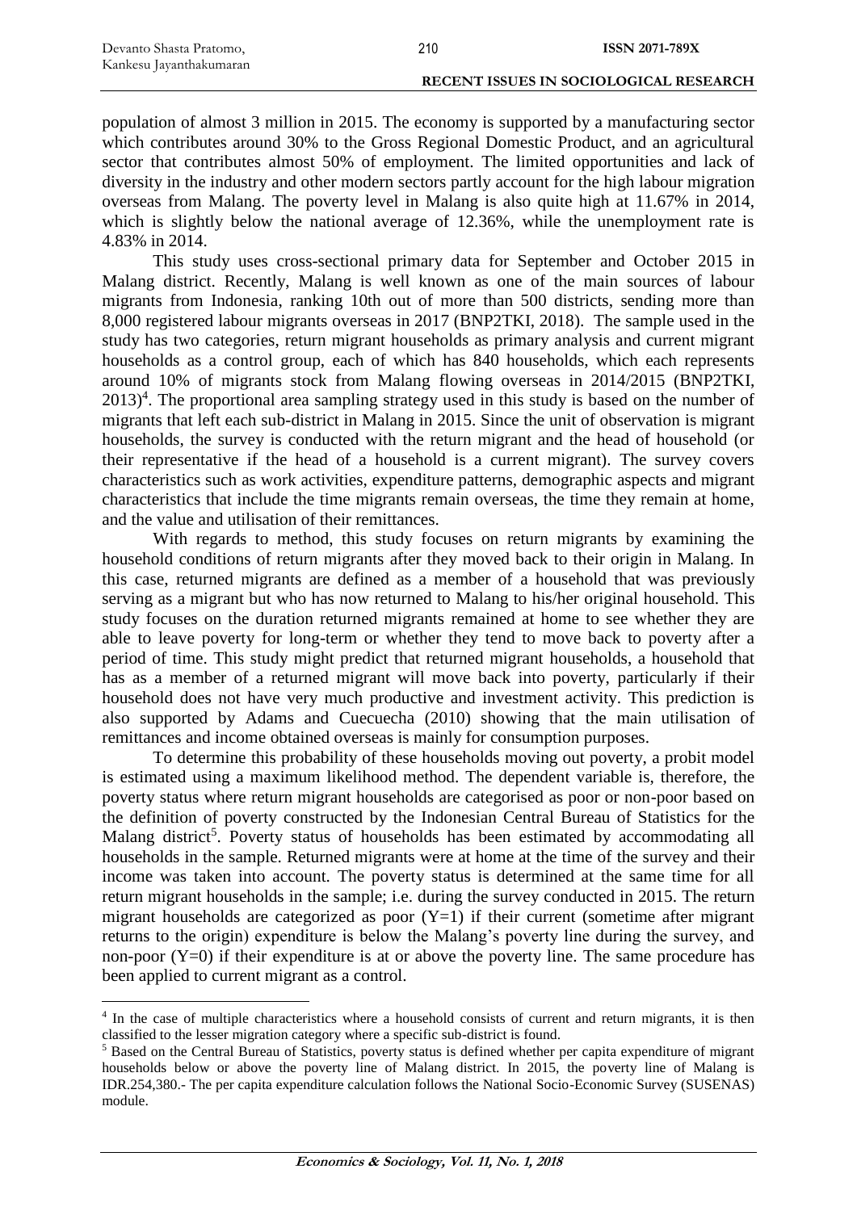population of almost 3 million in 2015. The economy is supported by a manufacturing sector which contributes around 30% to the Gross Regional Domestic Product, and an agricultural sector that contributes almost 50% of employment. The limited opportunities and lack of diversity in the industry and other modern sectors partly account for the high labour migration overseas from Malang. The poverty level in Malang is also quite high at 11.67% in 2014, which is slightly below the national average of 12.36%, while the unemployment rate is 4.83% in 2014.

This study uses cross-sectional primary data for September and October 2015 in Malang district. Recently, Malang is well known as one of the main sources of labour migrants from Indonesia, ranking 10th out of more than 500 districts, sending more than 8,000 registered labour migrants overseas in 2017 (BNP2TKI, 2018). The sample used in the study has two categories, return migrant households as primary analysis and current migrant households as a control group, each of which has 840 households, which each represents around 10% of migrants stock from Malang flowing overseas in 2014/2015 (BNP2TKI, 2013)[4]. The proportional area sampling strategy used in this study is based on the number of migrants that left each sub-district in Malang in 2015. Since the unit of observation is migrant households, the survey is conducted with the return migrant and the head of household (or their representative if the head of a household is a current migrant). The survey covers characteristics such as work activities, expenditure patterns, demographic aspects and migrant characteristics that include the time migrants remain overseas, the time they remain at home, and the value and utilisation of their remittances.

With regards to method, this study focuses on return migrants by examining the household conditions of return migrants after they moved back to their origin in Malang. In this case, returned migrants are defined as a member of a household that was previously serving as a migrant but who has now returned to Malang to his/her original household. This study focuses on the duration returned migrants remained at home to see whether they are able to leave poverty for long-term or whether they tend to move back to poverty after a period of time. This study might predict that returned migrant households, a household that has as a member of a returned migrant will move back into poverty, particularly if their household does not have very much productive and investment activity. This prediction is also supported by Adams and Cuecuecha (2010) showing that the main utilisation of remittances and income obtained overseas is mainly for consumption purposes.

To determine this probability of these households moving out poverty, a probit model is estimated using a maximum likelihood method. The dependent variable is, therefore, the poverty status where return migrant households are categorised as poor or non-poor based on the definition of poverty constructed by the Indonesian Central Bureau of Statistics for the Malang district[5]. Poverty status of households has been estimated by accommodating all households in the sample. Returned migrants were at home at the time of the survey and their income was taken into account. The poverty status is determined at the same time for all return migrant households in the sample; i.e. during the survey conducted in 2015. The return migrant households are categorized as poor ($Y=1$) if their current (sometime after migrant returns to the origin) expenditure is below the Malang's poverty line during the survey, and non-poor ($Y=0$) if their expenditure is at or above the poverty line. The same procedure has been applied to current migrant as a control.

---

[4] In the case of multiple characteristics where a household consists of current and return migrants, it is then classified to the lesser migration category where a specific sub-district is found.

[5] Based on the Central Bureau of Statistics, poverty status is defined whether per capita expenditure of migrant households below or above the poverty line of Malang district. In 2015, the poverty line of Malang is IDR.254,380.- The per capita expenditure calculation follows the National Socio-Economic Survey (SUSENAS) module.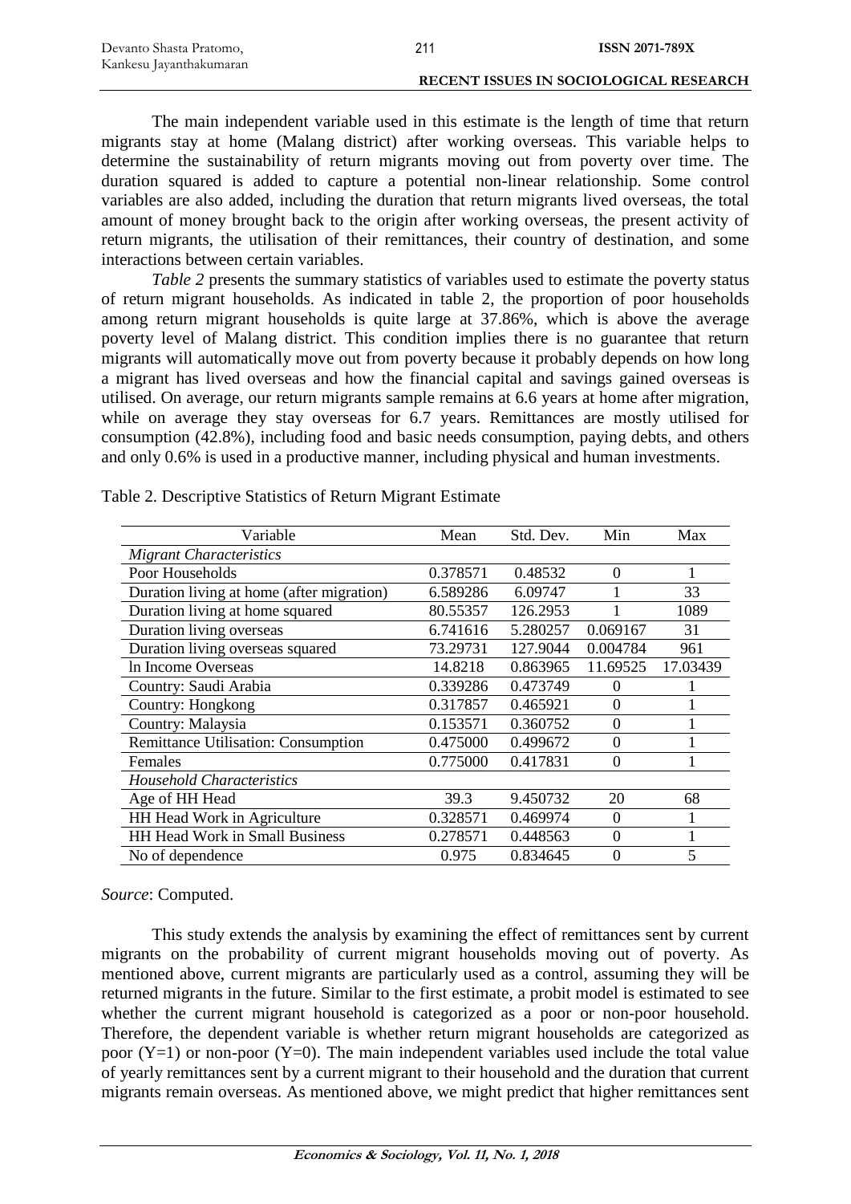The main independent variable used in this estimate is the length of time that return migrants stay at home (Malang district) after working overseas. This variable helps to determine the sustainability of return migrants moving out from poverty over time. The duration squared is added to capture a potential non-linear relationship. Some control variables are also added, including the duration that return migrants lived overseas, the total amount of money brought back to the origin after working overseas, the present activity of return migrants, the utilisation of their remittances, their country of destination, and some interactions between certain variables.

*Table 2* presents the summary statistics of variables used to estimate the poverty status of return migrant households. As indicated in table 2, the proportion of poor households among return migrant households is quite large at 37.86%, which is above the average poverty level of Malang district. This condition implies there is no guarantee that return migrants will automatically move out from poverty because it probably depends on how long a migrant has lived overseas and how the financial capital and savings gained overseas is utilised. On average, our return migrants sample remains at 6.6 years at home after migration, while on average they stay overseas for 6.7 years. Remittances are mostly utilised for consumption (42.8%), including food and basic needs consumption, paying debts, and others and only 0.6% is used in a productive manner, including physical and human investments.

Table 2. Descriptive Statistics of Return Migrant Estimate

| Variable | Mean | Std. Dev. | Min | Max |
|---|---|---|---|---|
| *Migrant Characteristics* | | | | |
| Poor Households | 0.378571 | 0.48532 | 0 | 1 |
| Duration living at home (after migration) | 6.589286 | 6.09747 | 1 | 33 |
| Duration living at home squared | 80.55357 | 126.2953 | 1 | 1089 |
| Duration living overseas | 6.741616 | 5.280257 | 0.069167 | 31 |
| Duration living overseas squared | 73.29731 | 127.9044 | 0.004784 | 961 |
| ln Income Overseas | 14.8218 | 0.863965 | 11.69525 | 17.03439 |
| Country: Saudi Arabia | 0.339286 | 0.473749 | 0 | 1 |
| Country: Hongkong | 0.317857 | 0.465921 | 0 | 1 |
| Country: Malaysia | 0.153571 | 0.360752 | 0 | 1 |
| Remittance Utilisation: Consumption | 0.475000 | 0.499672 | 0 | 1 |
| Females | 0.775000 | 0.417831 | 0 | 1 |
| *Household Characteristics* | | | | |
| Age of HH Head | 39.3 | 9.450732 | 20 | 68 |
| HH Head Work in Agriculture | 0.328571 | 0.469974 | 0 | 1 |
| HH Head Work in Small Business | 0.278571 | 0.448563 | 0 | 1 |
| No of dependence | 0.975 | 0.834645 | 0 | 5 |

*Source*: Computed.

This study extends the analysis by examining the effect of remittances sent by current migrants on the probability of current migrant households moving out of poverty. As mentioned above, current migrants are particularly used as a control, assuming they will be returned migrants in the future. Similar to the first estimate, a probit model is estimated to see whether the current migrant household is categorized as a poor or non-poor household. Therefore, the dependent variable is whether return migrant households are categorized as poor (Y=1) or non-poor (Y=0). The main independent variables used include the total value of yearly remittances sent by a current migrant to their household and the duration that current migrants remain overseas. As mentioned above, we might predict that higher remittances sent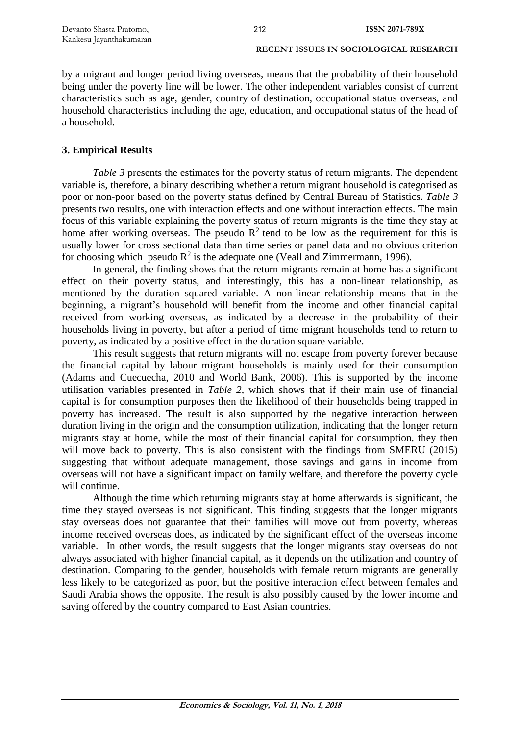by a migrant and longer period living overseas, means that the probability of their household being under the poverty line will be lower. The other independent variables consist of current characteristics such as age, gender, country of destination, occupational status overseas, and household characteristics including the age, education, and occupational status of the head of a household.

## 3. Empirical Results

*Table 3* presents the estimates for the poverty status of return migrants. The dependent variable is, therefore, a binary describing whether a return migrant household is categorised as poor or non-poor based on the poverty status defined by Central Bureau of Statistics. *Table 3* presents two results, one with interaction effects and one without interaction effects. The main focus of this variable explaining the poverty status of return migrants is the time they stay at home after working overseas. The pseudo $R^2$ tend to be low as the requirement for this is usually lower for cross sectional data than time series or panel data and no obvious criterion for choosing which pseudo $R^2$ is the adequate one (Veall and Zimmermann, 1996).

In general, the finding shows that the return migrants remain at home has a significant effect on their poverty status, and interestingly, this has a non-linear relationship, as mentioned by the duration squared variable. A non-linear relationship means that in the beginning, a migrant's household will benefit from the income and other financial capital received from working overseas, as indicated by a decrease in the probability of their households living in poverty, but after a period of time migrant households tend to return to poverty, as indicated by a positive effect in the duration square variable.

This result suggests that return migrants will not escape from poverty forever because the financial capital by labour migrant households is mainly used for their consumption (Adams and Cuecuecha, 2010 and World Bank, 2006). This is supported by the income utilisation variables presented in *Table 2*, which shows that if their main use of financial capital is for consumption purposes then the likelihood of their households being trapped in poverty has increased. The result is also supported by the negative interaction between duration living in the origin and the consumption utilization, indicating that the longer return migrants stay at home, while the most of their financial capital for consumption, they then will move back to poverty. This is also consistent with the findings from SMERU (2015) suggesting that without adequate management, those savings and gains in income from overseas will not have a significant impact on family welfare, and therefore the poverty cycle will continue.

Although the time which returning migrants stay at home afterwards is significant, the time they stayed overseas is not significant. This finding suggests that the longer migrants stay overseas does not guarantee that their families will move out from poverty, whereas income received overseas does, as indicated by the significant effect of the overseas income variable. In other words, the result suggests that the longer migrants stay overseas do not always associated with higher financial capital, as it depends on the utilization and country of destination. Comparing to the gender, households with female return migrants are generally less likely to be categorized as poor, but the positive interaction effect between females and Saudi Arabia shows the opposite. The result is also possibly caused by the lower income and saving offered by the country compared to East Asian countries.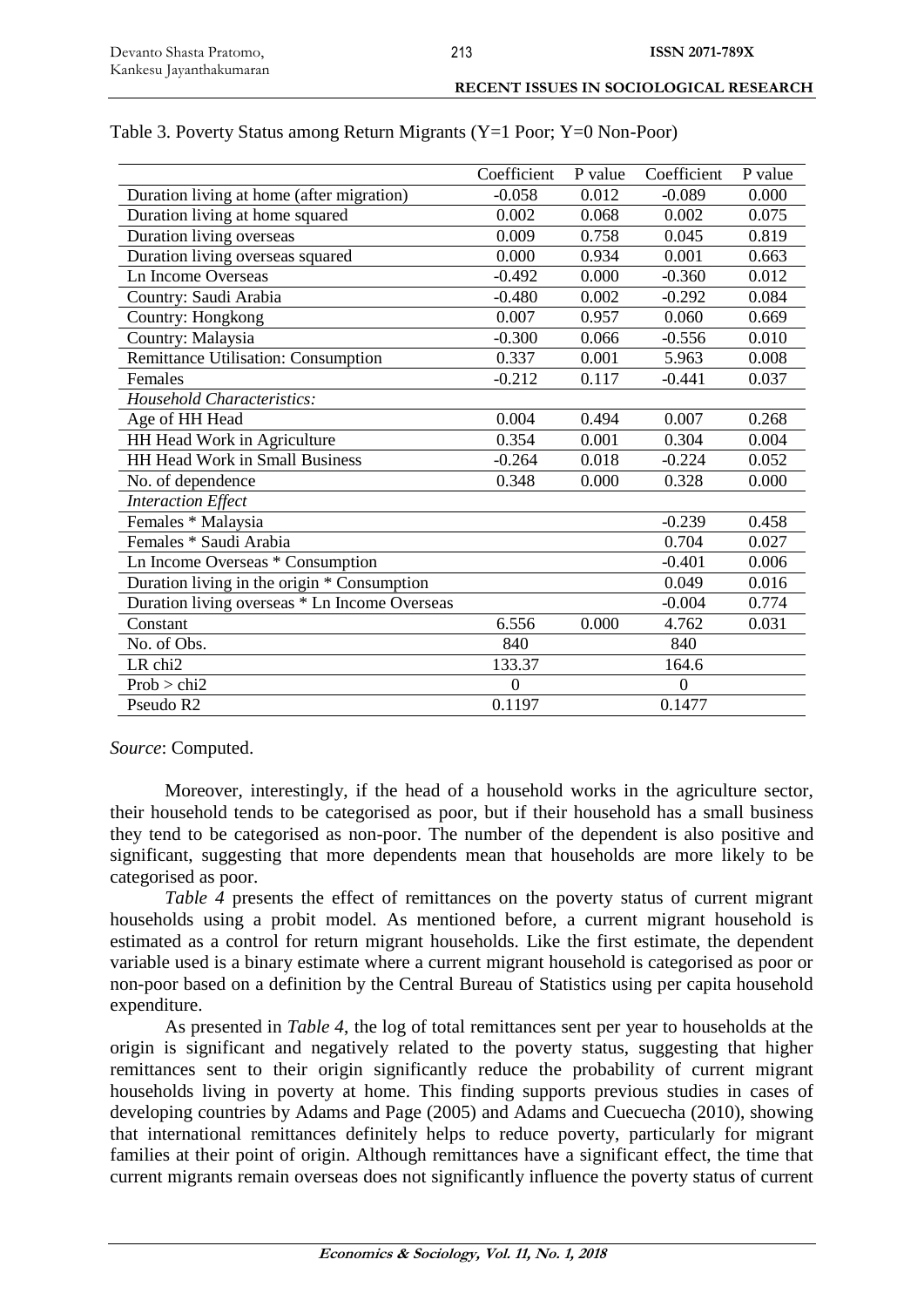Table 3. Poverty Status among Return Migrants (Y=1 Poor; Y=0 Non-Poor)

| | Coefficient | P value | Coefficient | P value |
|---|---|---|---|---|
| Duration living at home (after migration) | -0.058 | 0.012 | -0.089 | 0.000 |
| Duration living at home squared | 0.002 | 0.068 | 0.002 | 0.075 |
| Duration living overseas | 0.009 | 0.758 | 0.045 | 0.819 |
| Duration living overseas squared | 0.000 | 0.934 | 0.001 | 0.663 |
| Ln Income Overseas | -0.492 | 0.000 | -0.360 | 0.012 |
| Country: Saudi Arabia | -0.480 | 0.002 | -0.292 | 0.084 |
| Country: Hongkong | 0.007 | 0.957 | 0.060 | 0.669 |
| Country: Malaysia | -0.300 | 0.066 | -0.556 | 0.010 |
| Remittance Utilisation: Consumption | 0.337 | 0.001 | 5.963 | 0.008 |
| Females | -0.212 | 0.117 | -0.441 | 0.037 |
| *Household Characteristics:* | | | | |
| Age of HH Head | 0.004 | 0.494 | 0.007 | 0.268 |
| HH Head Work in Agriculture | 0.354 | 0.001 | 0.304 | 0.004 |
| HH Head Work in Small Business | -0.264 | 0.018 | -0.224 | 0.052 |
| No. of dependence | 0.348 | 0.000 | 0.328 | 0.000 |
| *Interaction Effect* | | | | |
| Females * Malaysia | | | -0.239 | 0.458 |
| Females * Saudi Arabia | | | 0.704 | 0.027 |
| Ln Income Overseas * Consumption | | | -0.401 | 0.006 |
| Duration living in the origin * Consumption | | | 0.049 | 0.016 |
| Duration living overseas * Ln Income Overseas | | | -0.004 | 0.774 |
| Constant | 6.556 | 0.000 | 4.762 | 0.031 |
| No. of Obs. | 840 | | 840 | |
| LR chi2 | 133.37 | | 164.6 | |
| Prob > chi2 | 0 | | 0 | |
| Pseudo R2 | 0.1197 | | 0.1477 | |

*Source*: Computed.

Moreover, interestingly, if the head of a household works in the agriculture sector, their household tends to be categorised as poor, but if their household has a small business they tend to be categorised as non-poor. The number of the dependent is also positive and significant, suggesting that more dependents mean that households are more likely to be categorised as poor.

*Table 4* presents the effect of remittances on the poverty status of current migrant households using a probit model. As mentioned before, a current migrant household is estimated as a control for return migrant households. Like the first estimate, the dependent variable used is a binary estimate where a current migrant household is categorised as poor or non-poor based on a definition by the Central Bureau of Statistics using per capita household expenditure.

As presented in *Table 4*, the log of total remittances sent per year to households at the origin is significant and negatively related to the poverty status, suggesting that higher remittances sent to their origin significantly reduce the probability of current migrant households living in poverty at home. This finding supports previous studies in cases of developing countries by Adams and Page (2005) and Adams and Cuecuecha (2010), showing that international remittances definitely helps to reduce poverty, particularly for migrant families at their point of origin. Although remittances have a significant effect, the time that current migrants remain overseas does not significantly influence the poverty status of current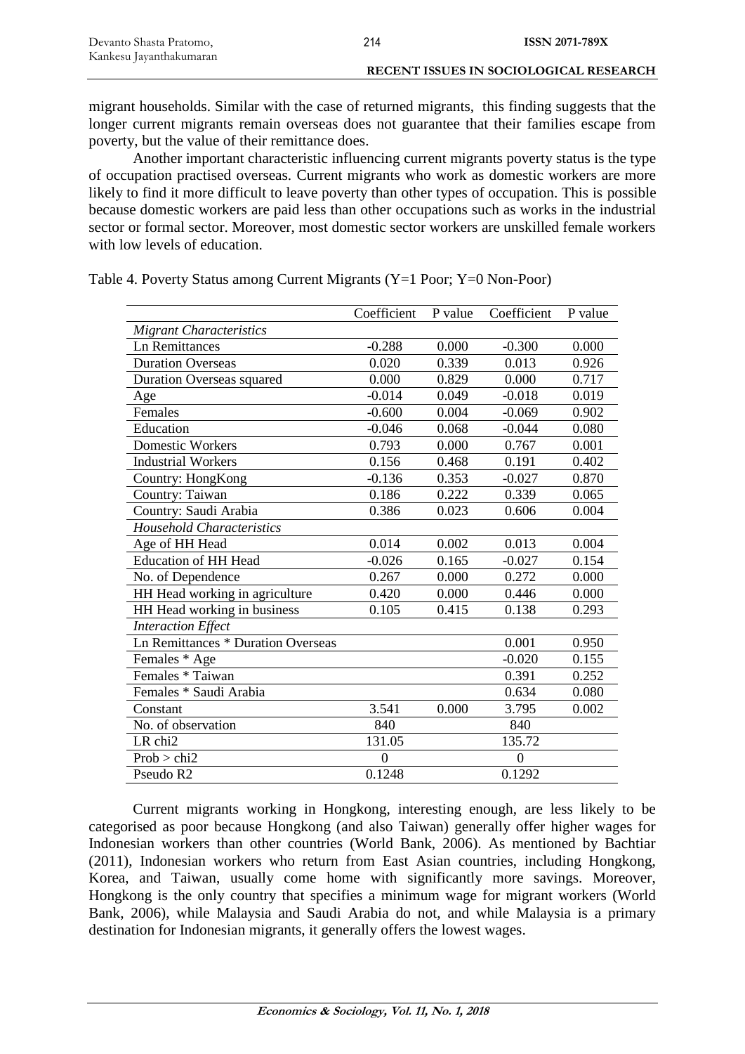migrant households. Similar with the case of returned migrants, this finding suggests that the longer current migrants remain overseas does not guarantee that their families escape from poverty, but the value of their remittance does.

Another important characteristic influencing current migrants poverty status is the type of occupation practised overseas. Current migrants who work as domestic workers are more likely to find it more difficult to leave poverty than other types of occupation. This is possible because domestic workers are paid less than other occupations such as works in the industrial sector or formal sector. Moreover, most domestic sector workers are unskilled female workers with low levels of education.

Table 4. Poverty Status among Current Migrants (Y=1 Poor; Y=0 Non-Poor)

| | Coefficient | P value | Coefficient | P value |
|---|---|---|---|---|
| *Migrant Characteristics* | | | | |
| Ln Remittances | -0.288 | 0.000 | -0.300 | 0.000 |
| Duration Overseas | 0.020 | 0.339 | 0.013 | 0.926 |
| Duration Overseas squared | 0.000 | 0.829 | 0.000 | 0.717 |
| Age | -0.014 | 0.049 | -0.018 | 0.019 |
| Females | -0.600 | 0.004 | -0.069 | 0.902 |
| Education | -0.046 | 0.068 | -0.044 | 0.080 |
| Domestic Workers | 0.793 | 0.000 | 0.767 | 0.001 |
| Industrial Workers | 0.156 | 0.468 | 0.191 | 0.402 |
| Country: HongKong | -0.136 | 0.353 | -0.027 | 0.870 |
| Country: Taiwan | 0.186 | 0.222 | 0.339 | 0.065 |
| Country: Saudi Arabia | 0.386 | 0.023 | 0.606 | 0.004 |
| *Household Characteristics* | | | | |
| Age of HH Head | 0.014 | 0.002 | 0.013 | 0.004 |
| Education of HH Head | -0.026 | 0.165 | -0.027 | 0.154 |
| No. of Dependence | 0.267 | 0.000 | 0.272 | 0.000 |
| HH Head working in agriculture | 0.420 | 0.000 | 0.446 | 0.000 |
| HH Head working in business | 0.105 | 0.415 | 0.138 | 0.293 |
| *Interaction Effect* | | | | |
| Ln Remittances * Duration Overseas | | | 0.001 | 0.950 |
| Females * Age | | | -0.020 | 0.155 |
| Females * Taiwan | | | 0.391 | 0.252 |
| Females * Saudi Arabia | | | 0.634 | 0.080 |
| Constant | 3.541 | 0.000 | 3.795 | 0.002 |
| No. of observation | 840 | | 840 | |
| LR chi2 | 131.05 | | 135.72 | |
| Prob > chi2 | 0 | | 0 | |
| Pseudo R2 | 0.1248 | | 0.1292 | |

Current migrants working in Hongkong, interesting enough, are less likely to be categorised as poor because Hongkong (and also Taiwan) generally offer higher wages for Indonesian workers than other countries (World Bank, 2006). As mentioned by Bachtiar (2011), Indonesian workers who return from East Asian countries, including Hongkong, Korea, and Taiwan, usually come home with significantly more savings. Moreover, Hongkong is the only country that specifies a minimum wage for migrant workers (World Bank, 2006), while Malaysia and Saudi Arabia do not, and while Malaysia is a primary destination for Indonesian migrants, it generally offers the lowest wages.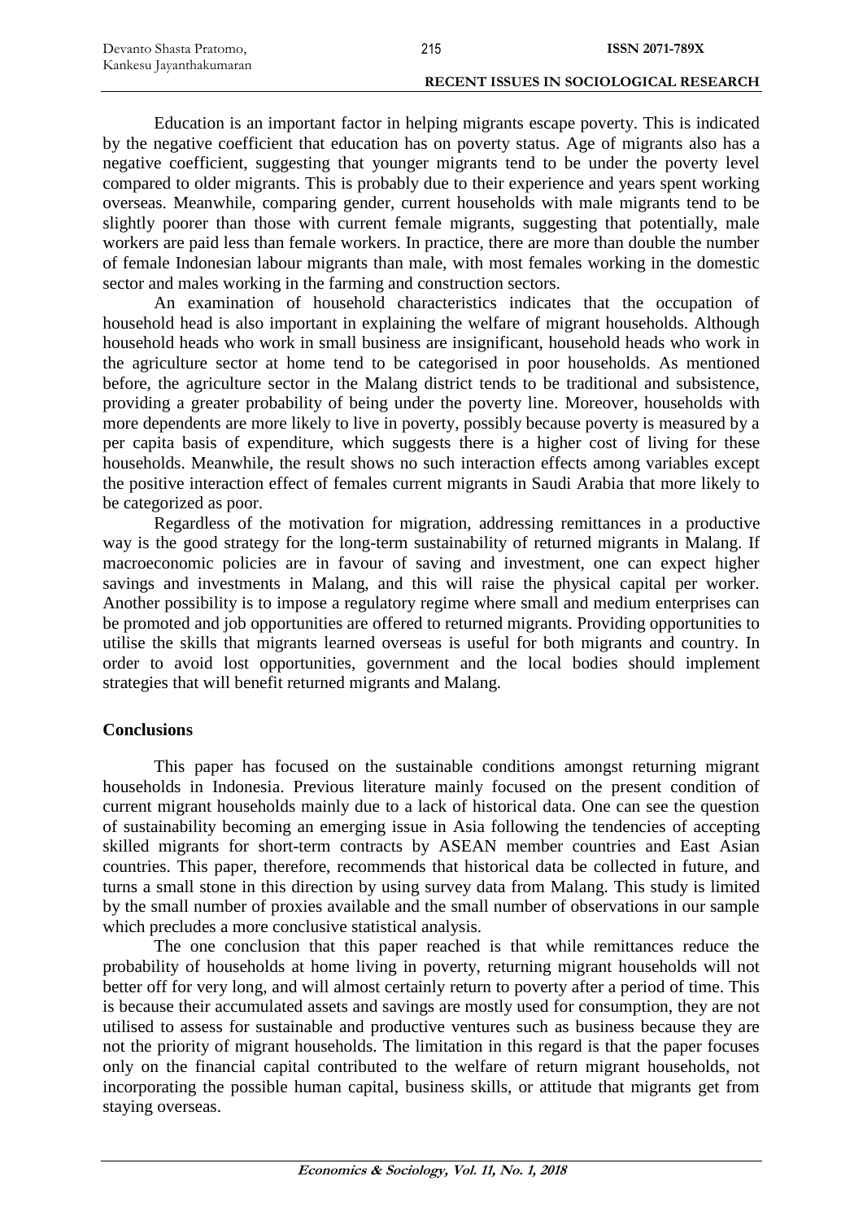Education is an important factor in helping migrants escape poverty. This is indicated by the negative coefficient that education has on poverty status. Age of migrants also has a negative coefficient, suggesting that younger migrants tend to be under the poverty level compared to older migrants. This is probably due to their experience and years spent working overseas. Meanwhile, comparing gender, current households with male migrants tend to be slightly poorer than those with current female migrants, suggesting that potentially, male workers are paid less than female workers. In practice, there are more than double the number of female Indonesian labour migrants than male, with most females working in the domestic sector and males working in the farming and construction sectors.

An examination of household characteristics indicates that the occupation of household head is also important in explaining the welfare of migrant households. Although household heads who work in small business are insignificant, household heads who work in the agriculture sector at home tend to be categorised in poor households. As mentioned before, the agriculture sector in the Malang district tends to be traditional and subsistence, providing a greater probability of being under the poverty line. Moreover, households with more dependents are more likely to live in poverty, possibly because poverty is measured by a per capita basis of expenditure, which suggests there is a higher cost of living for these households. Meanwhile, the result shows no such interaction effects among variables except the positive interaction effect of females current migrants in Saudi Arabia that more likely to be categorized as poor.

Regardless of the motivation for migration, addressing remittances in a productive way is the good strategy for the long-term sustainability of returned migrants in Malang. If macroeconomic policies are in favour of saving and investment, one can expect higher savings and investments in Malang, and this will raise the physical capital per worker. Another possibility is to impose a regulatory regime where small and medium enterprises can be promoted and job opportunities are offered to returned migrants. Providing opportunities to utilise the skills that migrants learned overseas is useful for both migrants and country. In order to avoid lost opportunities, government and the local bodies should implement strategies that will benefit returned migrants and Malang.

## Conclusions

This paper has focused on the sustainable conditions amongst returning migrant households in Indonesia. Previous literature mainly focused on the present condition of current migrant households mainly due to a lack of historical data. One can see the question of sustainability becoming an emerging issue in Asia following the tendencies of accepting skilled migrants for short-term contracts by ASEAN member countries and East Asian countries. This paper, therefore, recommends that historical data be collected in future, and turns a small stone in this direction by using survey data from Malang. This study is limited by the small number of proxies available and the small number of observations in our sample which precludes a more conclusive statistical analysis.

The one conclusion that this paper reached is that while remittances reduce the probability of households at home living in poverty, returning migrant households will not better off for very long, and will almost certainly return to poverty after a period of time. This is because their accumulated assets and savings are mostly used for consumption, they are not utilised to assess for sustainable and productive ventures such as business because they are not the priority of migrant households. The limitation in this regard is that the paper focuses only on the financial capital contributed to the welfare of return migrant households, not incorporating the possible human capital, business skills, or attitude that migrants get from staying overseas.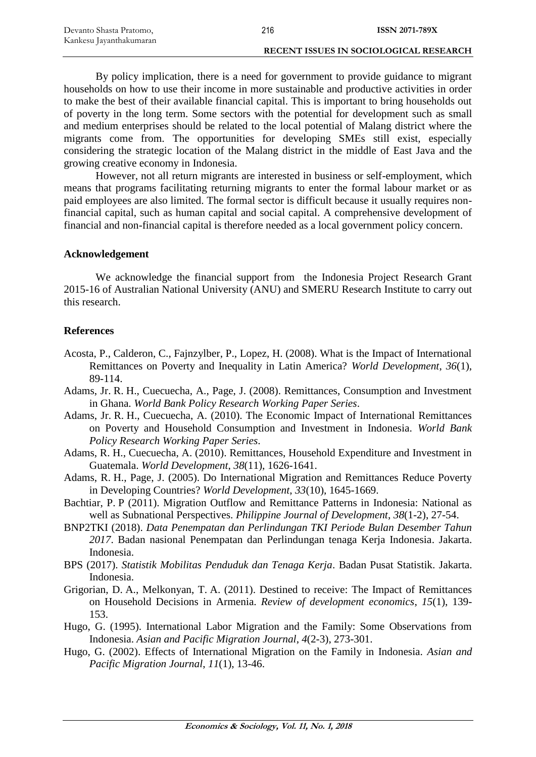By policy implication, there is a need for government to provide guidance to migrant households on how to use their income in more sustainable and productive activities in order to make the best of their available financial capital. This is important to bring households out of poverty in the long term. Some sectors with the potential for development such as small and medium enterprises should be related to the local potential of Malang district where the migrants come from. The opportunities for developing SMEs still exist, especially considering the strategic location of the Malang district in the middle of East Java and the growing creative economy in Indonesia.

However, not all return migrants are interested in business or self-employment, which means that programs facilitating returning migrants to enter the formal labour market or as paid employees are also limited. The formal sector is difficult because it usually requires non-financial capital, such as human capital and social capital. A comprehensive development of financial and non-financial capital is therefore needed as a local government policy concern.

## Acknowledgement

We acknowledge the financial support from the Indonesia Project Research Grant 2015-16 of Australian National University (ANU) and SMERU Research Institute to carry out this research.

## References

Acosta, P., Calderon, C., Fajnzylber, P., Lopez, H. (2008). What is the Impact of International Remittances on Poverty and Inequality in Latin America? *World Development*, *36*(1), 89-114.

Adams, Jr. R. H., Cuecuecha, A., Page, J. (2008). Remittances, Consumption and Investment in Ghana. *World Bank Policy Research Working Paper Series*.

Adams, Jr. R. H., Cuecuecha, A. (2010). The Economic Impact of International Remittances on Poverty and Household Consumption and Investment in Indonesia. *World Bank Policy Research Working Paper Series*.

Adams, R. H., Cuecuecha, A. (2010). Remittances, Household Expenditure and Investment in Guatemala. *World Development*, *38*(11), 1626-1641.

Adams, R. H., Page, J. (2005). Do International Migration and Remittances Reduce Poverty in Developing Countries? *World Development*, *33*(10), 1645-1669.

Bachtiar, P. P (2011). Migration Outflow and Remittance Patterns in Indonesia: National as well as Subnational Perspectives. *Philippine Journal of Development*, *38*(1-2), 27-54.

BNP2TKI (2018). *Data Penempatan dan Perlindungan TKI Periode Bulan Desember Tahun 2017*. Badan nasional Penempatan dan Perlindungan tenaga Kerja Indonesia. Jakarta. Indonesia.

BPS (2017). *Statistik Mobilitas Penduduk dan Tenaga Kerja*. Badan Pusat Statistik. Jakarta. Indonesia.

Grigorian, D. A., Melkonyan, T. A. (2011). Destined to receive: The Impact of Remittances on Household Decisions in Armenia. *Review of development economics*, *15*(1), 139-153.

Hugo, G. (1995). International Labor Migration and the Family: Some Observations from Indonesia. *Asian and Pacific Migration Journal*, *4*(2-3), 273-301.

Hugo, G. (2002). Effects of International Migration on the Family in Indonesia. *Asian and Pacific Migration Journal*, *11*(1), 13-46.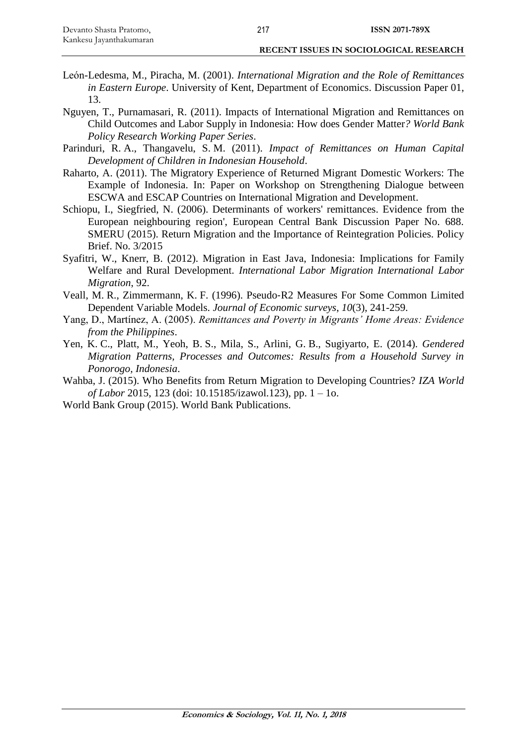León-Ledesma, M., Piracha, M. (2001). *International Migration and the Role of Remittances in Eastern Europe*. University of Kent, Department of Economics. Discussion Paper 01, 13.

Nguyen, T., Purnamasari, R. (2011). Impacts of International Migration and Remittances on Child Outcomes and Labor Supply in Indonesia: How does Gender Matter*? World Bank Policy Research Working Paper Series*.

Parinduri, R. A., Thangavelu, S. M. (2011). *Impact of Remittances on Human Capital Development of Children in Indonesian Household*.

Raharto, A. (2011). The Migratory Experience of Returned Migrant Domestic Workers: The Example of Indonesia. In: Paper on Workshop on Strengthening Dialogue between ESCWA and ESCAP Countries on International Migration and Development.

Schiopu, I., Siegfried, N. (2006). Determinants of workers' remittances. Evidence from the European neighbouring region', European Central Bank Discussion Paper No. 688. SMERU (2015). Return Migration and the Importance of Reintegration Policies. Policy Brief. No. 3/2015

Syafitri, W., Knerr, B. (2012). Migration in East Java, Indonesia: Implications for Family Welfare and Rural Development. *International Labor Migration International Labor Migration*, 92.

Veall, M. R., Zimmermann, K. F. (1996). Pseudo‐R2 Measures For Some Common Limited Dependent Variable Models. *Journal of Economic surveys*, *10*(3), 241-259.

Yang, D., Martínez, A. (2005). *Remittances and Poverty in Migrants' Home Areas: Evidence from the Philippines*.

Yen, K. C., Platt, M., Yeoh, B. S., Mila, S., Arlini, G. B., Sugiyarto, E. (2014). *Gendered Migration Patterns, Processes and Outcomes: Results from a Household Survey in Ponorogo, Indonesia*.

Wahba, J. (2015). Who Benefits from Return Migration to Developing Countries? *IZA World of Labor* 2015, 123 (doi: 10.15185/izawol.123), pp. 1 – 1o.

World Bank Group (2015). World Bank Publications.